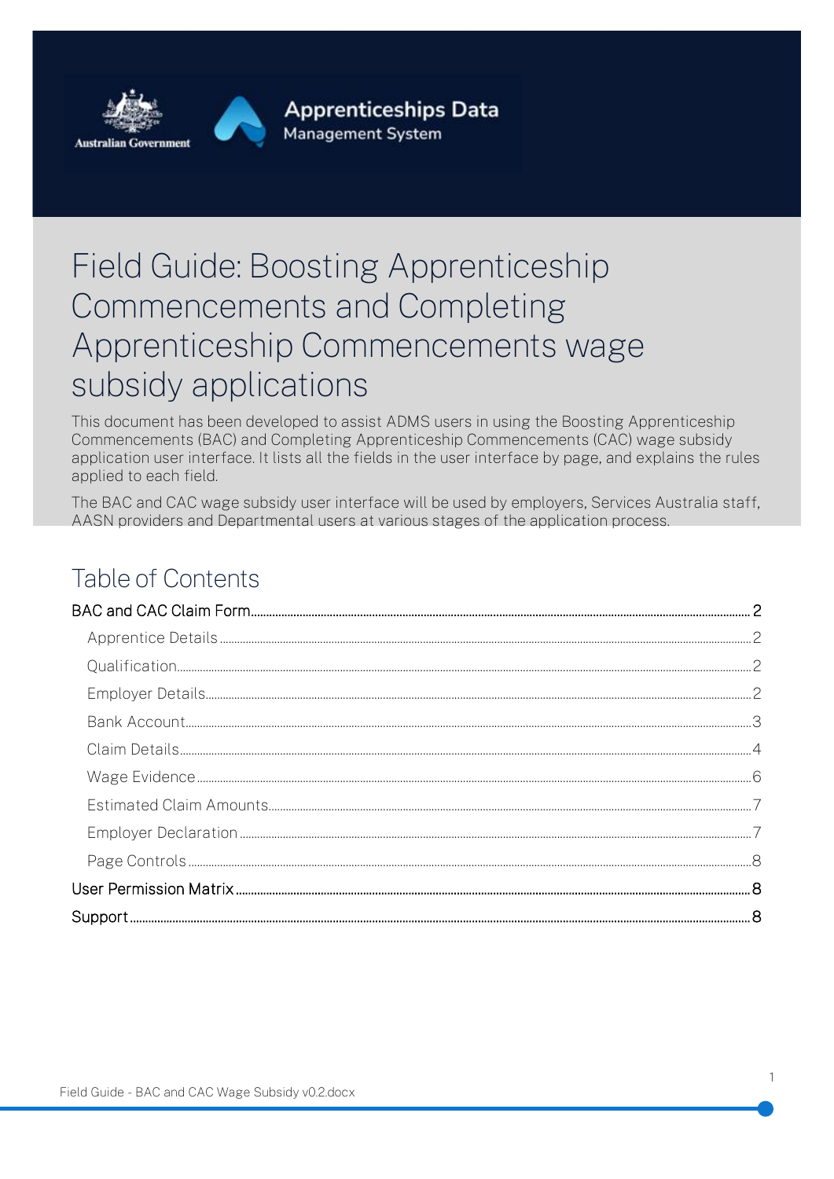Australian Government

Apprenticeships Data Management System

# Field Guide: Boosting Apprenticeship Commencements and Completing Apprenticeship Commencements wage subsidy applications

This document has been developed to assist ADMS users in using the Boosting Apprenticeship Commencements (BAC) and Completing Apprenticeship Commencements (CAC) wage subsidy application user interface. It lists all the fields in the user interface by page, and explains the rules applied to each field.

The BAC and CAC wage subsidy user interface will be used by employers, Services Australia staff, AASN providers and Departmental users at various stages of the application process.

## Table of Contents

- BAC and CAC Claim Form ..... 2
  - Apprentice Details ..... 2
  - Qualification ..... 2
  - Employer Details ..... 2
  - Bank Account ..... 3
  - Claim Details ..... 4
  - Wage Evidence ..... 6
  - Estimated Claim Amounts ..... 7
  - Employer Declaration ..... 7
  - Page Controls ..... 8
- User Permission Matrix ..... 8
- Support ..... 8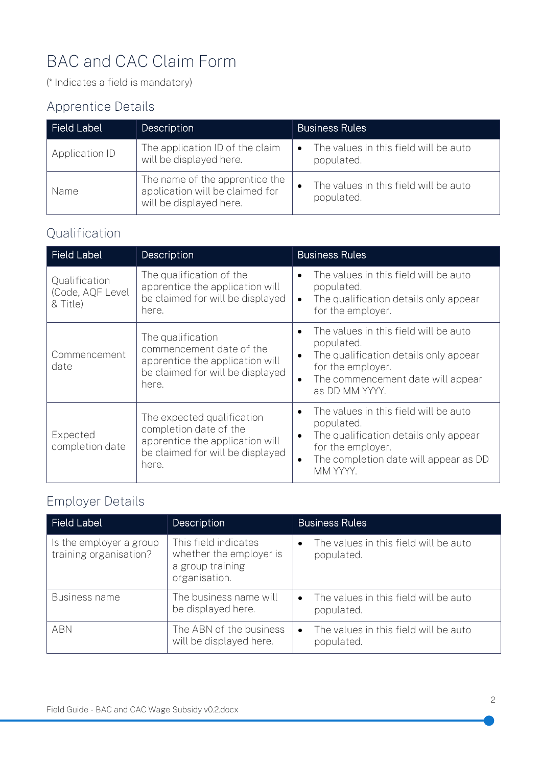# BAC and CAC Claim Form

(* Indicates a field is mandatory)

## Apprentice Details

| Field Label | Description | Business Rules |
|---|---|---|
| Application ID | The application ID of the claim will be displayed here. | • The values in this field will be auto populated. |
| Name | The name of the apprentice the application will be claimed for will be displayed here. | • The values in this field will be auto populated. |

## Qualification

| Field Label | Description | Business Rules |
|---|---|---|
| Qualification (Code, AQF Level & Title) | The qualification of the apprentice the application will be claimed for will be displayed here. | • The values in this field will be auto populated.<br>• The qualification details only appear for the employer. |
| Commencement date | The qualification commencement date of the apprentice the application will be claimed for will be displayed here. | • The values in this field will be auto populated.<br>• The qualification details only appear for the employer.<br>• The commencement date will appear as DD MM YYYY. |
| Expected completion date | The expected qualification completion date of the apprentice the application will be claimed for will be displayed here. | • The values in this field will be auto populated.<br>• The qualification details only appear for the employer.<br>• The completion date will appear as DD MM YYYY. |

## Employer Details

| Field Label | Description | Business Rules |
|---|---|---|
| Is the employer a group training organisation? | This field indicates whether the employer is a group training organisation. | • The values in this field will be auto populated. |
| Business name | The business name will be displayed here. | • The values in this field will be auto populated. |
| ABN | The ABN of the business will be displayed here. | • The values in this field will be auto populated. |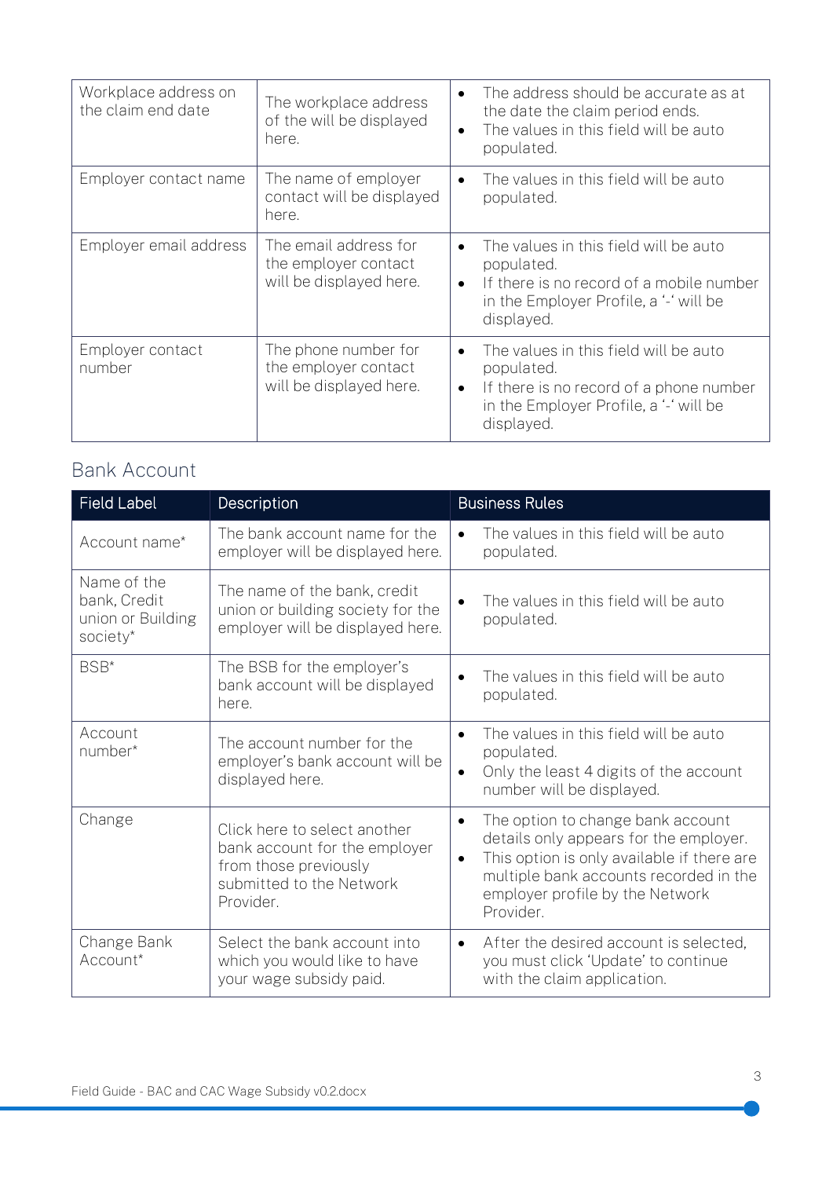| Workplace address on the claim end date | The workplace address of the will be displayed here. | • The address should be accurate as at the date the claim period ends.<br>• The values in this field will be auto populated. |
|---|---|---|
| Employer contact name | The name of employer contact will be displayed here. | • The values in this field will be auto populated. |
| Employer email address | The email address for the employer contact will be displayed here. | • The values in this field will be auto populated.<br>• If there is no record of a mobile number in the Employer Profile, a '-' will be displayed. |
| Employer contact number | The phone number for the employer contact will be displayed here. | • The values in this field will be auto populated.<br>• If there is no record of a phone number in the Employer Profile, a '-' will be displayed. |

## Bank Account

| Field Label | Description | Business Rules |
|---|---|---|
| Account name* | The bank account name for the employer will be displayed here. | • The values in this field will be auto populated. |
| Name of the bank, Credit union or Building society* | The name of the bank, credit union or building society for the employer will be displayed here. | • The values in this field will be auto populated. |
| BSB* | The BSB for the employer's bank account will be displayed here. | • The values in this field will be auto populated. |
| Account number* | The account number for the employer's bank account will be displayed here. | • The values in this field will be auto populated.<br>• Only the least 4 digits of the account number will be displayed. |
| Change | Click here to select another bank account for the employer from those previously submitted to the Network Provider. | • The option to change bank account details only appears for the employer.<br>• This option is only available if there are multiple bank accounts recorded in the employer profile by the Network Provider. |
| Change Bank Account* | Select the bank account into which you would like to have your wage subsidy paid. | • After the desired account is selected, you must click 'Update' to continue with the claim application. |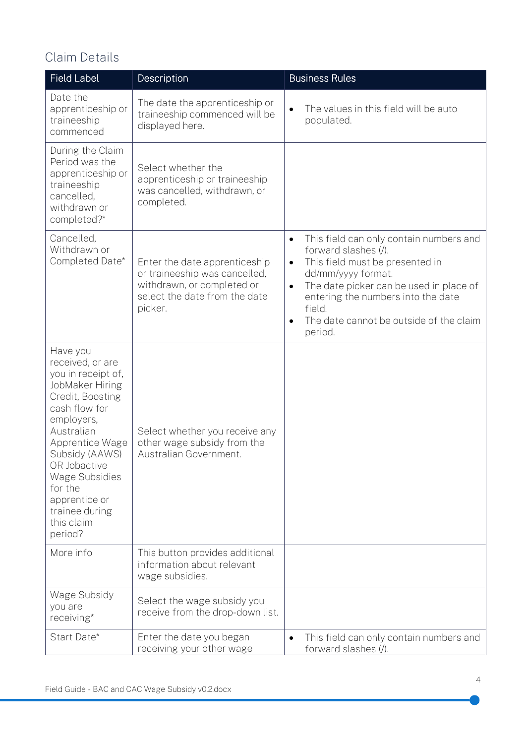## Claim Details

| Field Label | Description | Business Rules |
|---|---|---|
| Date the apprenticeship or traineeship commenced | The date the apprenticeship or traineeship commenced will be displayed here. | • The values in this field will be auto populated. |
| During the Claim Period was the apprenticeship or traineeship cancelled, withdrawn or completed?* | Select whether the apprenticeship or traineeship was cancelled, withdrawn, or completed. | |
| Cancelled, Withdrawn or Completed Date* | Enter the date apprenticeship or traineeship was cancelled, withdrawn, or completed or select the date from the date picker. | • This field can only contain numbers and forward slashes (/). <br> • This field must be presented in dd/mm/yyyy format. <br> • The date picker can be used in place of entering the numbers into the date field. <br> • The date cannot be outside of the claim period. |
| Have you received, or are you in receipt of, JobMaker Hiring Credit, Boosting cash flow for employers, Australian Apprentice Wage Subsidy (AAWS) OR Jobactive Wage Subsidies for the apprentice or trainee during this claim period? | Select whether you receive any other wage subsidy from the Australian Government. | |
| More info | This button provides additional information about relevant wage subsidies. | |
| Wage Subsidy you are receiving* | Select the wage subsidy you receive from the drop-down list. | |
| Start Date* | Enter the date you began receiving your other wage | • This field can only contain numbers and forward slashes (/). |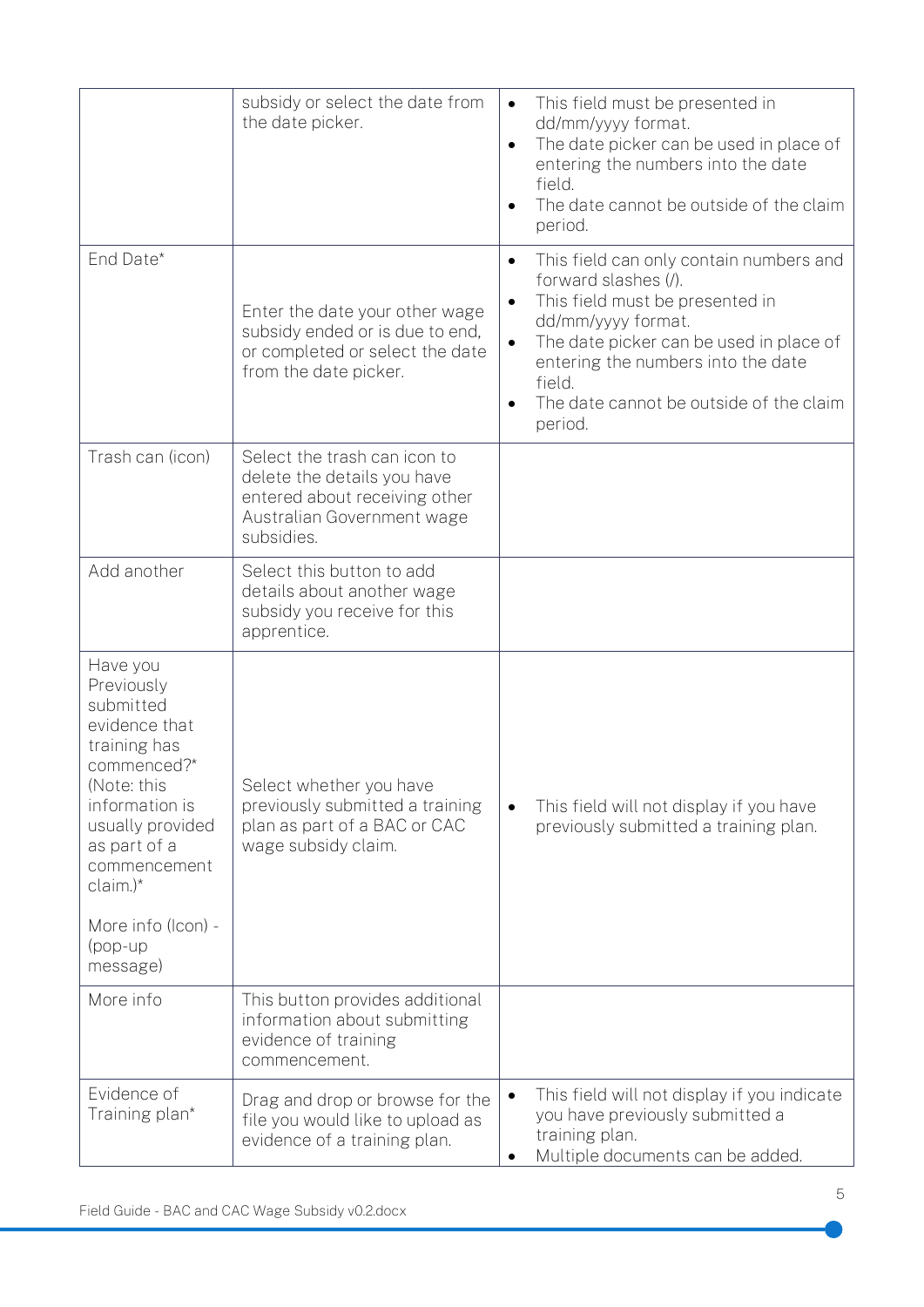| | | |
|---|---|---|
| | subsidy or select the date from the date picker. | • This field must be presented in dd/mm/yyyy format.<br>• The date picker can be used in place of entering the numbers into the date field.<br>• The date cannot be outside of the claim period. |
| End Date* | Enter the date your other wage subsidy ended or is due to end, or completed or select the date from the date picker. | • This field can only contain numbers and forward slashes (/).<br>• This field must be presented in dd/mm/yyyy format.<br>• The date picker can be used in place of entering the numbers into the date field.<br>• The date cannot be outside of the claim period. |
| Trash can (icon) | Select the trash can icon to delete the details you have entered about receiving other Australian Government wage subsidies. | |
| Add another | Select this button to add details about another wage subsidy you receive for this apprentice. | |
| Have you Previously submitted evidence that training has commenced?* (Note: this information is usually provided as part of a commencement claim.)*<br><br>More info (Icon) - (pop-up message) | Select whether you have previously submitted a training plan as part of a BAC or CAC wage subsidy claim. | • This field will not display if you have previously submitted a training plan. |
| More info | This button provides additional information about submitting evidence of training commencement. | |
| Evidence of Training plan* | Drag and drop or browse for the file you would like to upload as evidence of a training plan. | • This field will not display if you indicate you have previously submitted a training plan.<br>• Multiple documents can be added. |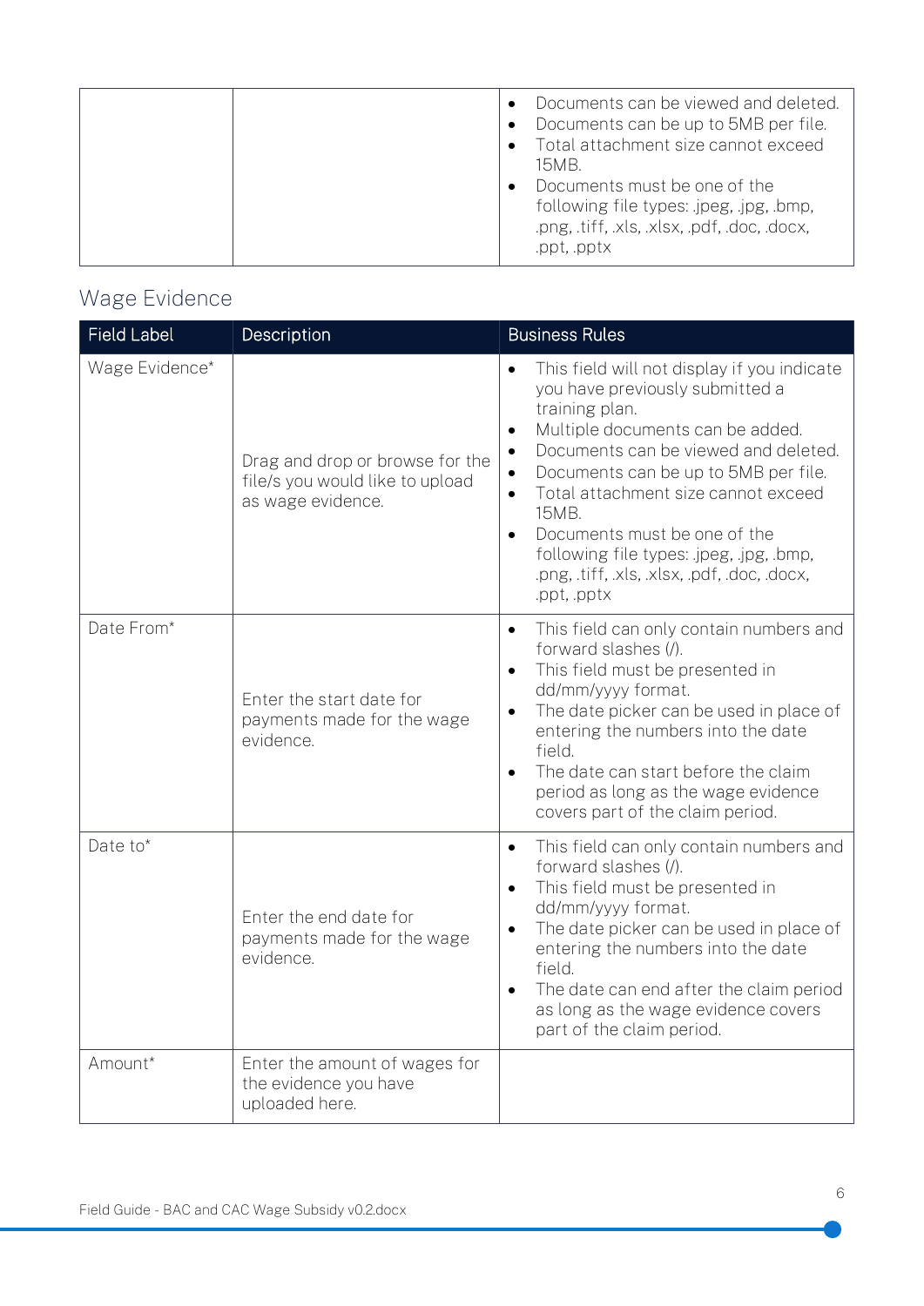| | | Documents can be viewed and deleted.<br>• Documents can be up to 5MB per file.<br>• Total attachment size cannot exceed 15MB.<br>• Documents must be one of the following file types: .jpeg, .jpg, .bmp, .png, .tiff, .xls, .xlsx, .pdf, .doc, .docx, .ppt, .pptx |
|---|---|---|

## Wage Evidence

| Field Label | Description | Business Rules |
|---|---|---|
| Wage Evidence* | Drag and drop or browse for the file/s you would like to upload as wage evidence. | • This field will not display if you indicate you have previously submitted a training plan.<br>• Multiple documents can be added.<br>• Documents can be viewed and deleted.<br>• Documents can be up to 5MB per file.<br>• Total attachment size cannot exceed 15MB.<br>• Documents must be one of the following file types: .jpeg, .jpg, .bmp, .png, .tiff, .xls, .xlsx, .pdf, .doc, .docx, .ppt, .pptx |
| Date From* | Enter the start date for payments made for the wage evidence. | • This field can only contain numbers and forward slashes (/).<br>• This field must be presented in dd/mm/yyyy format.<br>• The date picker can be used in place of entering the numbers into the date field.<br>• The date can start before the claim period as long as the wage evidence covers part of the claim period. |
| Date to* | Enter the end date for payments made for the wage evidence. | • This field can only contain numbers and forward slashes (/).<br>• This field must be presented in dd/mm/yyyy format.<br>• The date picker can be used in place of entering the numbers into the date field.<br>• The date can end after the claim period as long as the wage evidence covers part of the claim period. |
| Amount* | Enter the amount of wages for the evidence you have uploaded here. | |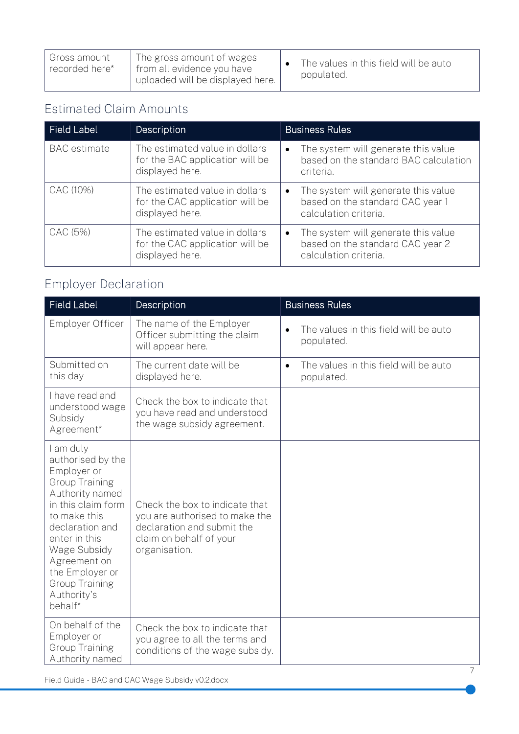| Gross amount recorded here* | The gross amount of wages from all evidence you have uploaded will be displayed here. | • The values in this field will be auto populated. |
|---|---|---|

## Estimated Claim Amounts

| Field Label | Description | Business Rules |
|---|---|---|
| BAC estimate | The estimated value in dollars for the BAC application will be displayed here. | • The system will generate this value based on the standard BAC calculation criteria. |
| CAC (10%) | The estimated value in dollars for the CAC application will be displayed here. | • The system will generate this value based on the standard CAC year 1 calculation criteria. |
| CAC (5%) | The estimated value in dollars for the CAC application will be displayed here. | • The system will generate this value based on the standard CAC year 2 calculation criteria. |

## Employer Declaration

| Field Label | Description | Business Rules |
|---|---|---|
| Employer Officer | The name of the Employer Officer submitting the claim will appear here. | • The values in this field will be auto populated. |
| Submitted on this day | The current date will be displayed here. | • The values in this field will be auto populated. |
| I have read and understood wage Subsidy Agreement* | Check the box to indicate that you have read and understood the wage subsidy agreement. | |
| I am duly authorised by the Employer or Group Training Authority named in this claim form to make this declaration and enter in this Wage Subsidy Agreement on the Employer or Group Training Authority's behalf* | Check the box to indicate that you are authorised to make the declaration and submit the claim on behalf of your organisation. | |
| On behalf of the Employer or Group Training Authority named | Check the box to indicate that you agree to all the terms and conditions of the wage subsidy. | |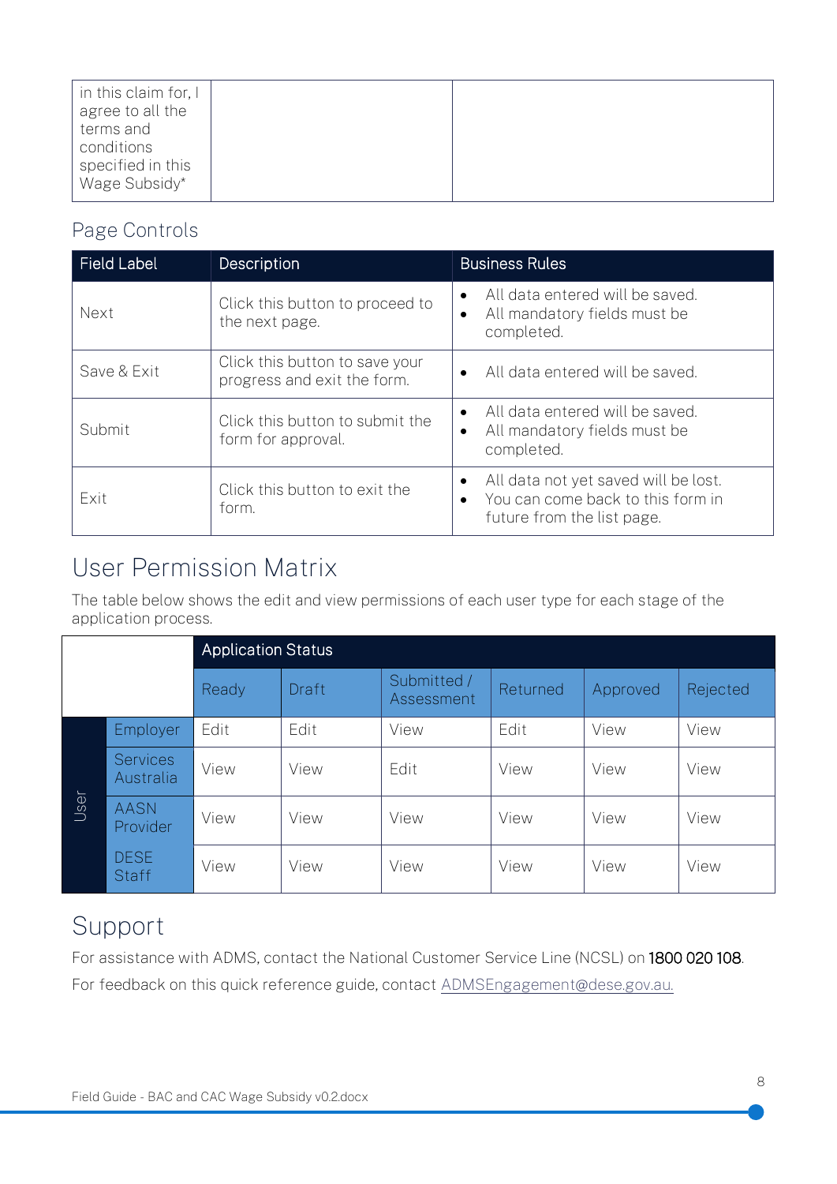| | | |
|---|---|---|
| in this claim for, I agree to all the terms and conditions specified in this Wage Subsidy* | | |

## Page Controls

| Field Label | Description | Business Rules |
|---|---|---|
| Next | Click this button to proceed to the next page. | • All data entered will be saved.<br>• All mandatory fields must be completed. |
| Save & Exit | Click this button to save your progress and exit the form. | • All data entered will be saved. |
| Submit | Click this button to submit the form for approval. | • All data entered will be saved.<br>• All mandatory fields must be completed. |
| Exit | Click this button to exit the form. | • All data not yet saved will be lost.<br>• You can come back to this form in future from the list page. |

# User Permission Matrix

The table below shows the edit and view permissions of each user type for each stage of the application process.

| | | Application Status | | | | | |
|---|---|---|---|---|---|---|---|
| | | Ready | Draft | Submitted / Assessment | Returned | Approved | Rejected |
| User | Employer | Edit | Edit | View | Edit | View | View |
| | Services Australia | View | View | Edit | View | View | View |
| | AASN Provider | View | View | View | View | View | View |
| | DESE Staff | View | View | View | View | View | View |

# Support

For assistance with ADMS, contact the National Customer Service Line (NCSL) on **1800 020 108**.

For feedback on this quick reference guide, contact ADMSEngagement@dese.gov.au.